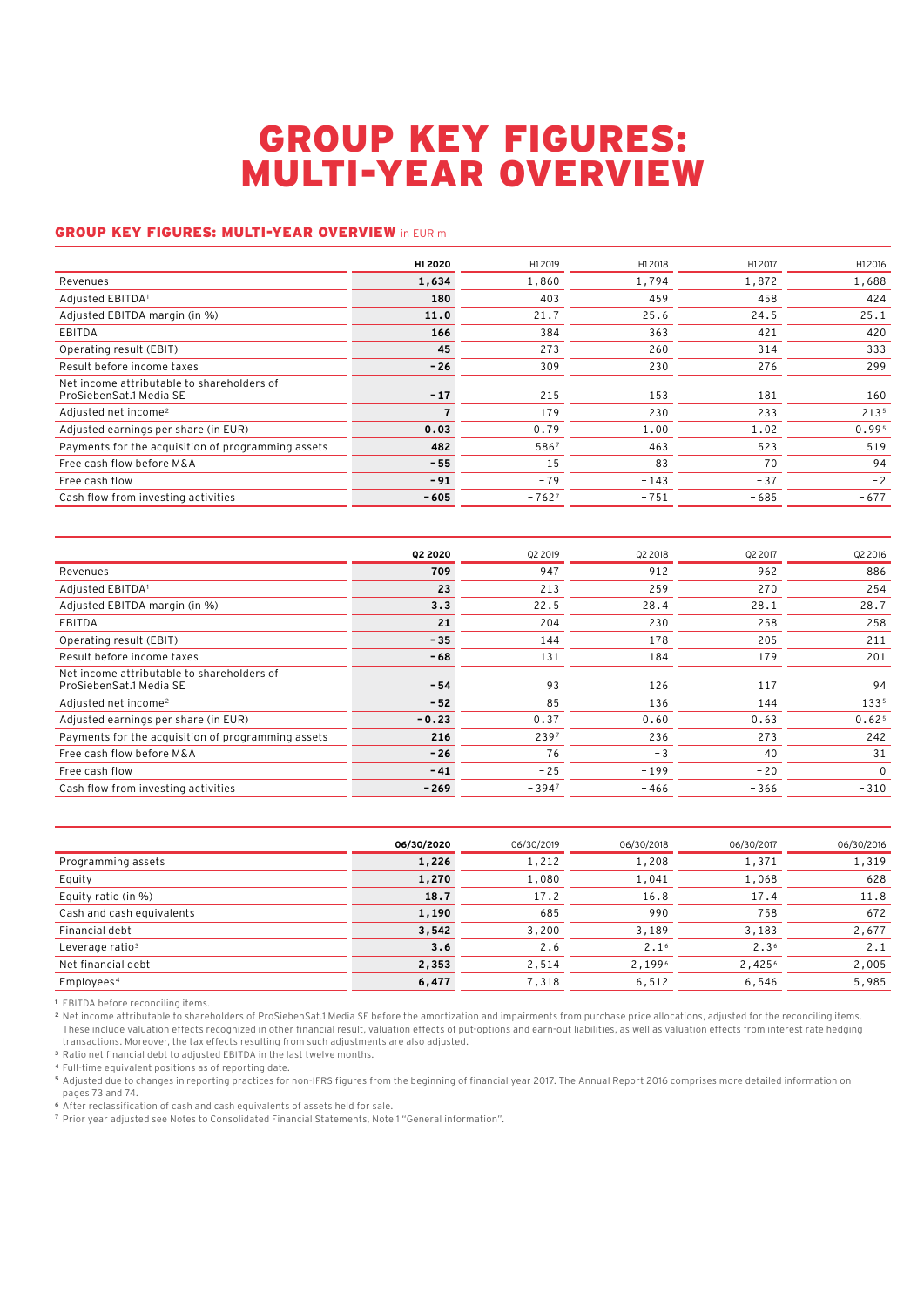# GROUP KEY FIGURES: MULTI-YEAR OVERVIEW

## GROUP KEY FIGURES: MULTI-YEAR OVERVIEW in EUR m

| | H1 2020 | H1 2019 | H1 2018 | H1 2017 | H1 2016 |
|---|---|---|---|---|---|
| Revenues | **1,634** | 1,860 | 1,794 | 1,872 | 1,688 |
| Adjusted EBITDA[1] | **180** | 403 | 459 | 458 | 424 |
| Adjusted EBITDA margin (in %) | **11.0** | 21.7 | 25.6 | 24.5 | 25.1 |
| EBITDA | **166** | 384 | 363 | 421 | 420 |
| Operating result (EBIT) | **45** | 273 | 260 | 314 | 333 |
| Result before income taxes | **-26** | 309 | 230 | 276 | 299 |
| Net income attributable to shareholders of ProSiebenSat.1 Media SE | **-17** | 215 | 153 | 181 | 160 |
| Adjusted net income[2] | **7** | 179 | 230 | 233 | 213[5] |
| Adjusted earnings per share (in EUR) | **0.03** | 0.79 | 1.00 | 1.02 | 0.99[5] |
| Payments for the acquisition of programming assets | **482** | 586[7] | 463 | 523 | 519 |
| Free cash flow before M&A | **-55** | 15 | 83 | 70 | 94 |
| Free cash flow | **-91** | -79 | -143 | -37 | -2 |
| Cash flow from investing activities | **-605** | -762[7] | -751 | -685 | -677 |

| | Q2 2020 | Q2 2019 | Q2 2018 | Q2 2017 | Q2 2016 |
|---|---|---|---|---|---|
| Revenues | **709** | 947 | 912 | 962 | 886 |
| Adjusted EBITDA[1] | **23** | 213 | 259 | 270 | 254 |
| Adjusted EBITDA margin (in %) | **3.3** | 22.5 | 28.4 | 28.1 | 28.7 |
| EBITDA | **21** | 204 | 230 | 258 | 258 |
| Operating result (EBIT) | **-35** | 144 | 178 | 205 | 211 |
| Result before income taxes | **-68** | 131 | 184 | 179 | 201 |
| Net income attributable to shareholders of ProSiebenSat.1 Media SE | **-54** | 93 | 126 | 117 | 94 |
| Adjusted net income[2] | **-52** | 85 | 136 | 144 | 133[5] |
| Adjusted earnings per share (in EUR) | **-0.23** | 0.37 | 0.60 | 0.63 | 0.62[5] |
| Payments for the acquisition of programming assets | **216** | 239[7] | 236 | 273 | 242 |
| Free cash flow before M&A | **-26** | 76 | -3 | 40 | 31 |
| Free cash flow | **-41** | -25 | -199 | -20 | 0 |
| Cash flow from investing activities | **-269** | -394[7] | -466 | -366 | -310 |

| | 06/30/2020 | 06/30/2019 | 06/30/2018 | 06/30/2017 | 06/30/2016 |
|---|---|---|---|---|---|
| Programming assets | **1,226** | 1,212 | 1,208 | 1,371 | 1,319 |
| Equity | **1,270** | 1,080 | 1,041 | 1,068 | 628 |
| Equity ratio (in %) | **18.7** | 17.2 | 16.8 | 17.4 | 11.8 |
| Cash and cash equivalents | **1,190** | 685 | 990 | 758 | 672 |
| Financial debt | **3,542** | 3,200 | 3,189 | 3,183 | 2,677 |
| Leverage ratio[3] | **3.6** | 2.6 | 2.1[6] | 2.3[6] | 2.1 |
| Net financial debt | **2,353** | 2,514 | 2,199[6] | 2,425[6] | 2,005 |
| Employees[4] | **6,477** | 7,318 | 6,512 | 6,546 | 5,985 |

[1] EBITDA before reconciling items.

[2] Net income attributable to shareholders of ProSiebenSat.1 Media SE before the amortization and impairments from purchase price allocations, adjusted for the reconciling items. These include valuation effects recognized in other financial result, valuation effects of put-options and earn-out liabilities, as well as valuation effects from interest rate hedging transactions. Moreover, the tax effects resulting from such adjustments are also adjusted.

[3] Ratio net financial debt to adjusted EBITDA in the last twelve months.

[4] Full-time equivalent positions as of reporting date.

[5] Adjusted due to changes in reporting practices for non-IFRS figures from the beginning of financial year 2017. The Annual Report 2016 comprises more detailed information on pages 73 and 74.

[6] After reclassification of cash and cash equivalents of assets held for sale.

[7] Prior year adjusted see Notes to Consolidated Financial Statements, Note 1 "General information".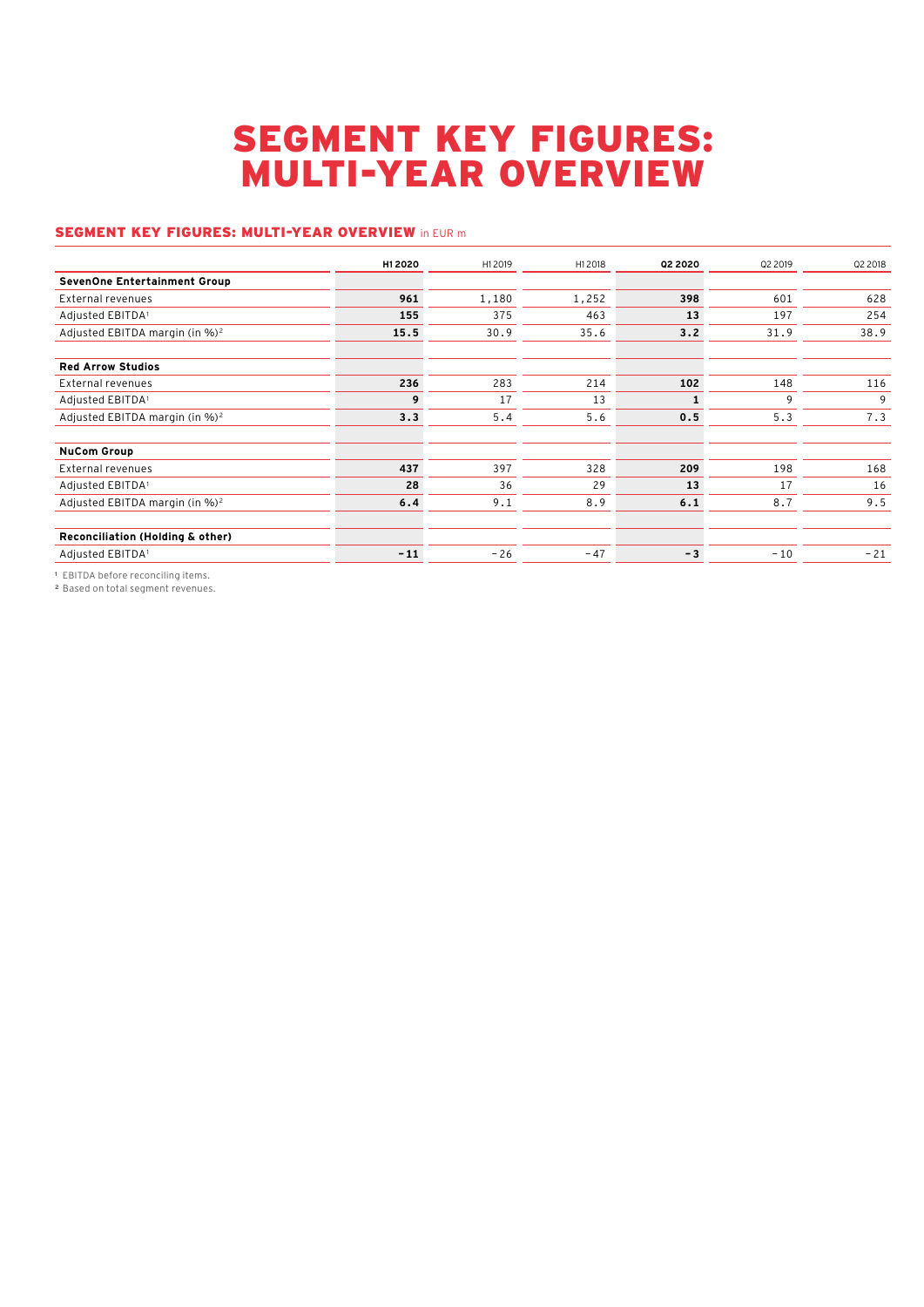# SEGMENT KEY FIGURES: MULTI-YEAR OVERVIEW

## SEGMENT KEY FIGURES: MULTI-YEAR OVERVIEW in EUR m

| | H1 2020 | H1 2019 | H1 2018 | Q2 2020 | Q2 2019 | Q2 2018 |
|---|---|---|---|---|---|---|
| **SevenOne Entertainment Group** | | | | | | |
| External revenues | **961** | 1,180 | 1,252 | **398** | 601 | 628 |
| Adjusted EBITDA[1] | **155** | 375 | 463 | **13** | 197 | 254 |
| Adjusted EBITDA margin (in %)[2] | **15.5** | 30.9 | 35.6 | **3.2** | 31.9 | 38.9 |
| | | | | | | |
| **Red Arrow Studios** | | | | | | |
| External revenues | **236** | 283 | 214 | **102** | 148 | 116 |
| Adjusted EBITDA[1] | **9** | 17 | 13 | **1** | 9 | 9 |
| Adjusted EBITDA margin (in %)[2] | **3.3** | 5.4 | 5.6 | **0.5** | 5.3 | 7.3 |
| | | | | | | |
| **NuCom Group** | | | | | | |
| External revenues | **437** | 397 | 328 | **209** | 198 | 168 |
| Adjusted EBITDA[1] | **28** | 36 | 29 | **13** | 17 | 16 |
| Adjusted EBITDA margin (in %)[2] | **6.4** | 9.1 | 8.9 | **6.1** | 8.7 | 9.5 |
| | | | | | | |
| **Reconciliation (Holding & other)** | | | | | | |
| Adjusted EBITDA[1] | **-11** | -26 | -47 | **-3** | -10 | -21 |

[1] EBITDA before reconciling items.
[2] Based on total segment revenues.